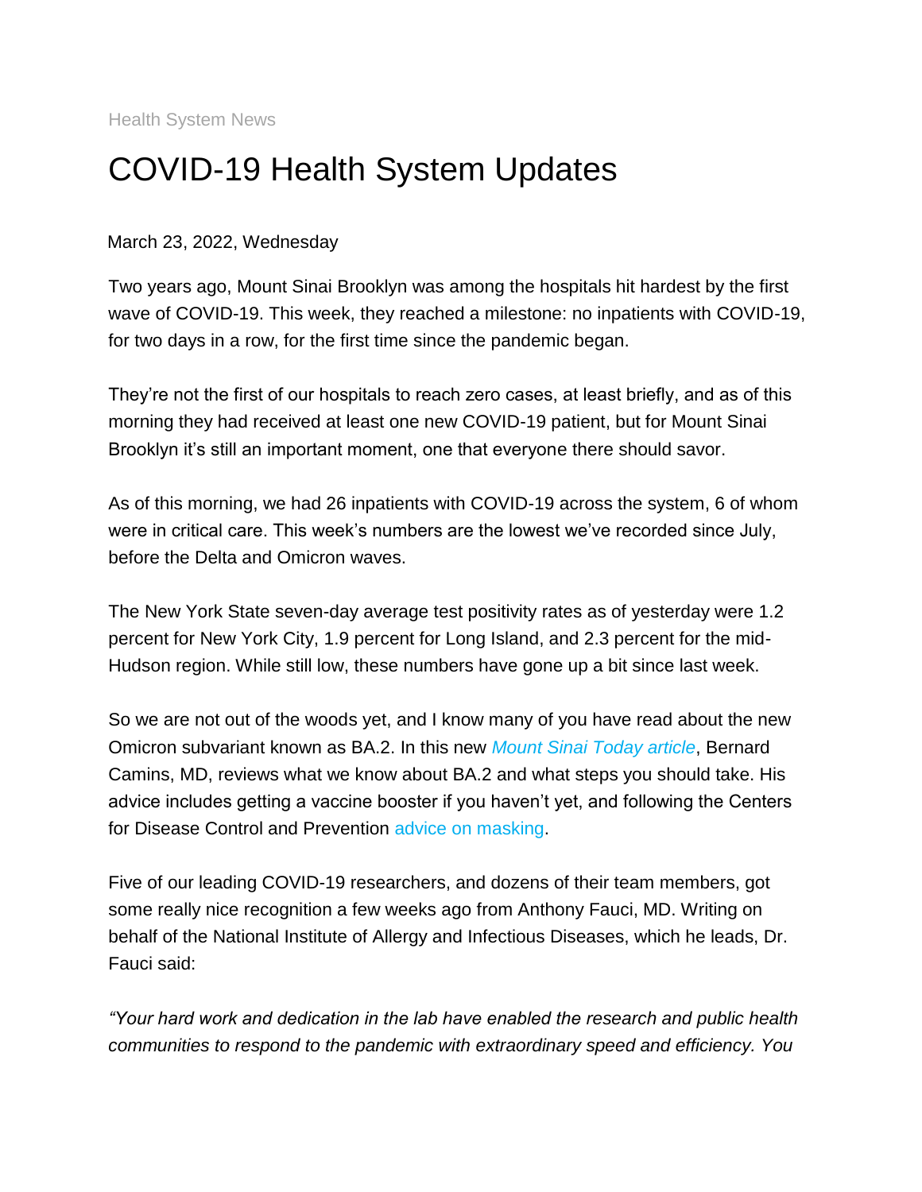Health System News

# COVID-19 Health System Updates

March 23, 2022, Wednesday

Two years ago, Mount Sinai Brooklyn was among the hospitals hit hardest by the first wave of COVID-19. This week, they reached a milestone: no inpatients with COVID-19, for two days in a row, for the first time since the pandemic began.

They're not the first of our hospitals to reach zero cases, at least briefly, and as of this morning they had received at least one new COVID-19 patient, but for Mount Sinai Brooklyn it's still an important moment, one that everyone there should savor.

As of this morning, we had 26 inpatients with COVID-19 across the system, 6 of whom were in critical care. This week's numbers are the lowest we've recorded since July, before the Delta and Omicron waves.

The New York State seven-day average test positivity rates as of yesterday were 1.2 percent for New York City, 1.9 percent for Long Island, and 2.3 percent for the mid-Hudson region. While still low, these numbers have gone up a bit since last week.

So we are not out of the woods yet, and I know many of you have read about the new Omicron subvariant known as BA.2. In this new *Mount Sinai Today article*, Bernard Camins, MD, reviews what we know about BA.2 and what steps you should take. His advice includes getting a vaccine booster if you haven't yet, and following the Centers for Disease Control and Prevention advice on masking.

Five of our leading COVID-19 researchers, and dozens of their team members, got some really nice recognition a few weeks ago from Anthony Fauci, MD. Writing on behalf of the National Institute of Allergy and Infectious Diseases, which he leads, Dr. Fauci said:

*"Your hard work and dedication in the lab have enabled the research and public health communities to respond to the pandemic with extraordinary speed and efficiency. You*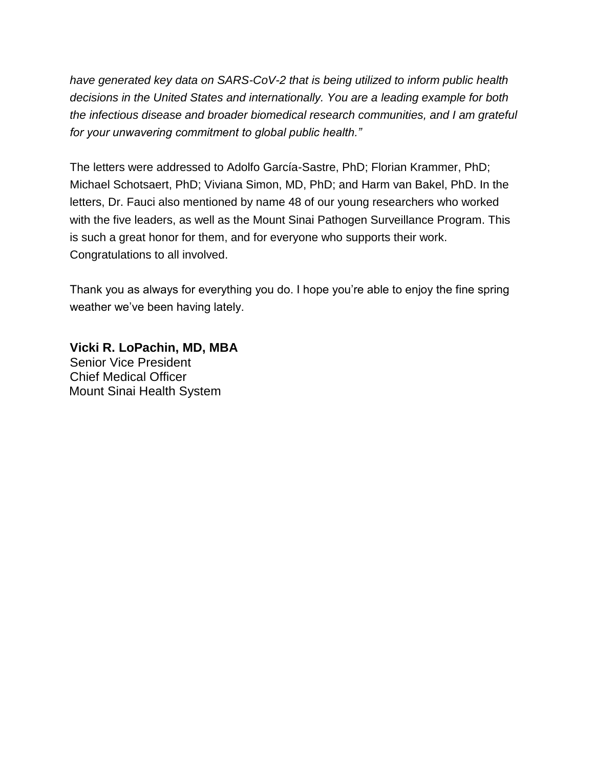*have generated key data on SARS-CoV-2 that is being utilized to inform public health decisions in the United States and internationally. You are a leading example for both the infectious disease and broader biomedical research communities, and I am grateful for your unwavering commitment to global public health."*

The letters were addressed to Adolfo García-Sastre, PhD; Florian Krammer, PhD; Michael Schotsaert, PhD; Viviana Simon, MD, PhD; and Harm van Bakel, PhD. In the letters, Dr. Fauci also mentioned by name 48 of our young researchers who worked with the five leaders, as well as the Mount Sinai Pathogen Surveillance Program. This is such a great honor for them, and for everyone who supports their work. Congratulations to all involved.

Thank you as always for everything you do. I hope you're able to enjoy the fine spring weather we've been having lately.

**Vicki R. LoPachin, MD, MBA**
Senior Vice President
Chief Medical Officer
Mount Sinai Health System